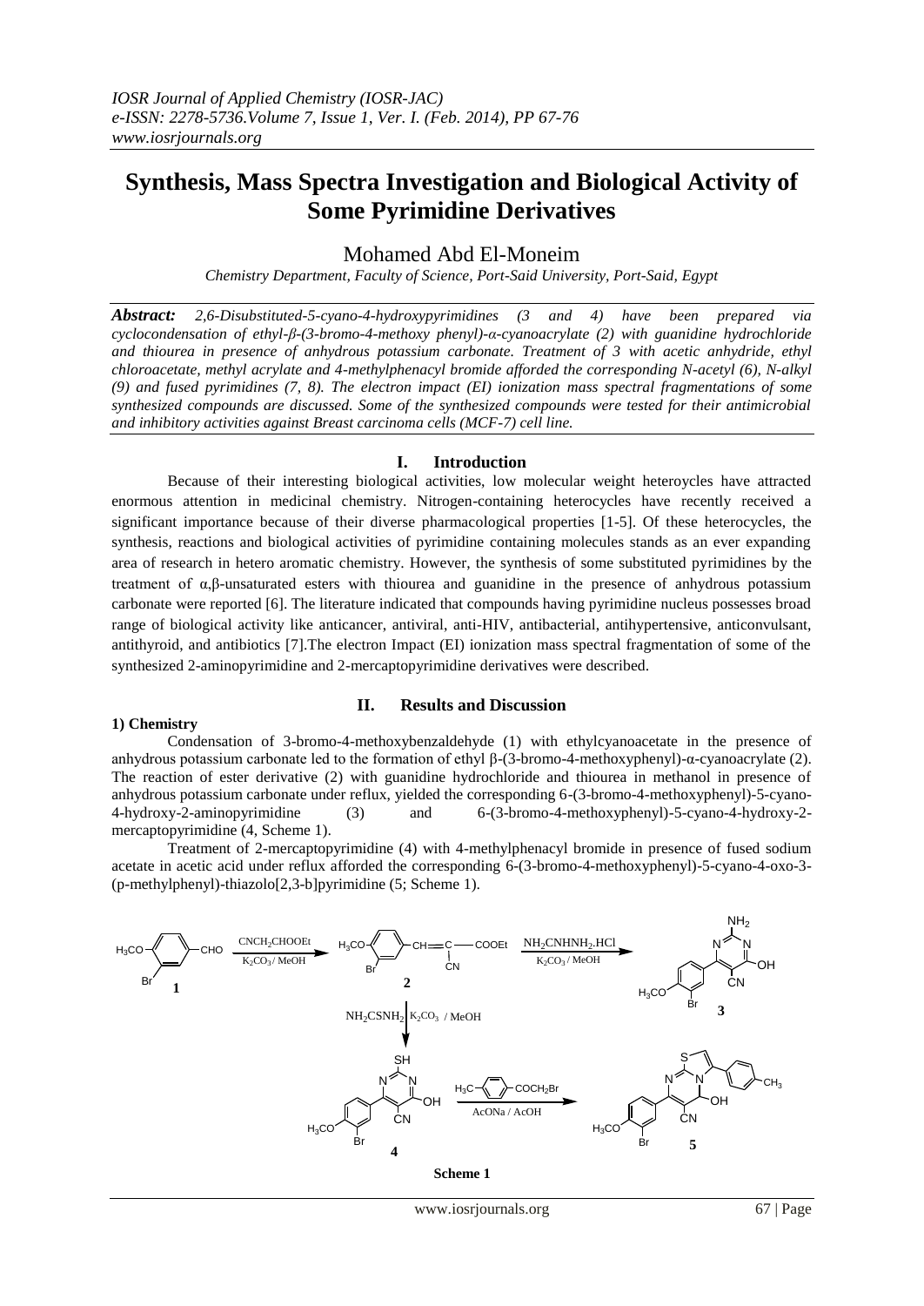# Synthesis, Mass Spectra Investigation and Biological Activity of Some Pyrimidine Derivatives

Mohamed Abd El-Moneim

*Chemistry Department, Faculty of Science, Port-Said University, Port-Said, Egypt*

***Abstract:*** *2,6-Disubstituted-5-cyano-4-hydroxypyrimidines (3 and 4) have been prepared via cyclocondensation of ethyl-β-(3-bromo-4-methoxy phenyl)-α-cyanoacrylate (2) with guanidine hydrochloride and thiourea in presence of anhydrous potassium carbonate. Treatment of 3 with acetic anhydride, ethyl chloroacetate, methyl acrylate and 4-methylphenacyl bromide afforded the corresponding N-acetyl (6), N-alkyl (9) and fused pyrimidines (7, 8). The electron impact (EI) ionization mass spectral fragmentations of some synthesized compounds are discussed. Some of the synthesized compounds were tested for their antimicrobial and inhibitory activities against Breast carcinoma cells (MCF-7) cell line.*

## I. Introduction

Because of their interesting biological activities, low molecular weight heteroycles have attracted enormous attention in medicinal chemistry. Nitrogen-containing heterocycles have recently received a significant importance because of their diverse pharmacological properties [1-5]. Of these heterocycles, the synthesis, reactions and biological activities of pyrimidine containing molecules stands as an ever expanding area of research in hetero aromatic chemistry. However, the synthesis of some substituted pyrimidines by the treatment of α,β-unsaturated esters with thiourea and guanidine in the presence of anhydrous potassium carbonate were reported [6]. The literature indicated that compounds having pyrimidine nucleus possesses broad range of biological activity like anticancer, antiviral, anti-HIV, antibacterial, antihypertensive, anticonvulsant, antithyroid, and antibiotics [7].The electron Impact (EI) ionization mass spectral fragmentation of some of the synthesized 2-aminopyrimidine and 2-mercaptopyrimidine derivatives were described.

## II. Results and Discussion

### 1) Chemistry

Condensation of 3-bromo-4-methoxybenzaldehyde (1) with ethylcyanoacetate in the presence of anhydrous potassium carbonate led to the formation of ethyl β-(3-bromo-4-methoxyphenyl)-α-cyanoacrylate (2). The reaction of ester derivative (2) with guanidine hydrochloride and thiourea in methanol in presence of anhydrous potassium carbonate under reflux, yielded the corresponding 6-(3-bromo-4-methoxyphenyl)-5-cyano-4-hydroxy-2-aminopyrimidine (3) and 6-(3-bromo-4-methoxyphenyl)-5-cyano-4-hydroxy-2-mercaptopyrimidine (4, Scheme 1).

Treatment of 2-mercaptopyrimidine (4) with 4-methylphenacyl bromide in presence of fused sodium acetate in acetic acid under reflux afforded the corresponding 6-(3-bromo-4-methoxyphenyl)-5-cyano-4-oxo-3-(p-methylphenyl)-thiazolo[2,3-b]pyrimidine (5; Scheme 1).

Scheme 1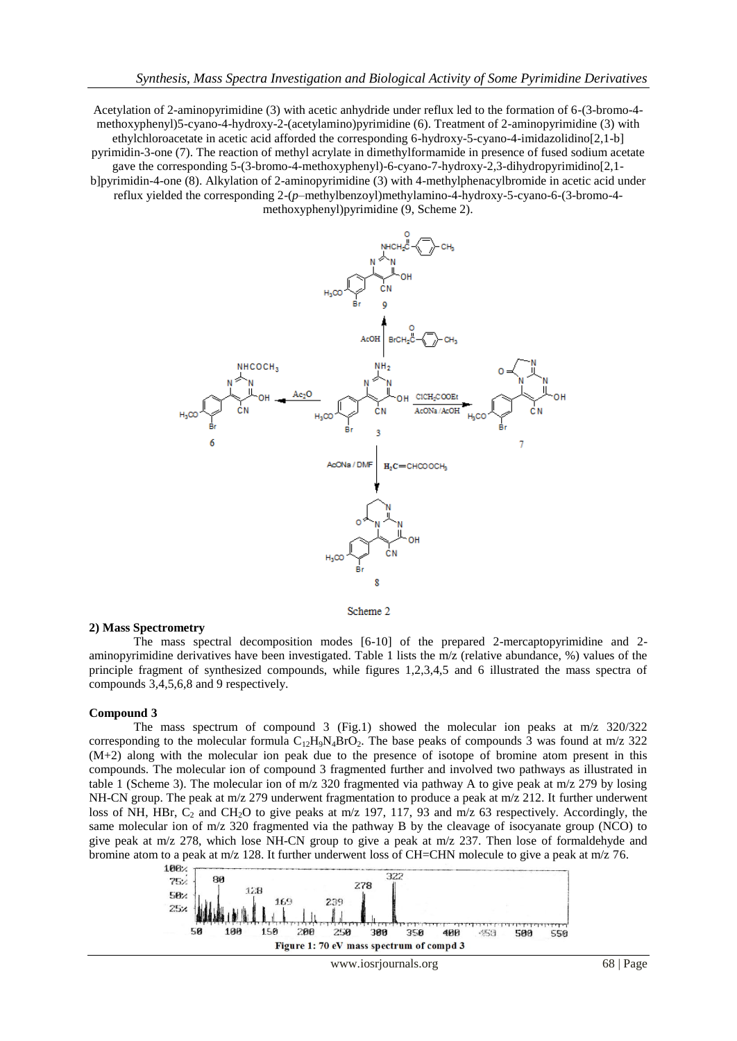Acetylation of 2-aminopyrimidine (3) with acetic anhydride under reflux led to the formation of 6-(3-bromo-4-methoxyphenyl)5-cyano-4-hydroxy-2-(acetylamino)pyrimidine (6). Treatment of 2-aminopyrimidine (3) with ethylchloroacetate in acetic acid afforded the corresponding 6-hydroxy-5-cyano-4-imidazolidino[2,1-b] pyrimidin-3-one (7). The reaction of methyl acrylate in dimethylformamide in presence of fused sodium acetate gave the corresponding 5-(3-bromo-4-methoxyphenyl)-6-cyano-7-hydroxy-2,3-dihydropyrimidino[2,1-b]pyrimidin-4-one (8). Alkylation of 2-aminopyrimidine (3) with 4-methylphenacylbromide in acetic acid under reflux yielded the corresponding 2-(*p*–methylbenzoyl)methylamino-4-hydroxy-5-cyano-6-(3-bromo-4-methoxyphenyl)pyrimidine (9, Scheme 2).

Scheme 2

## 2) Mass Spectrometry

The mass spectral decomposition modes [6-10] of the prepared 2-mercaptopyrimidine and 2-aminopyrimidine derivatives have been investigated. Table 1 lists the m/z (relative abundance, %) values of the principle fragment of synthesized compounds, while figures 1,2,3,4,5 and 6 illustrated the mass spectra of compounds 3,4,5,6,8 and 9 respectively.

### Compound 3

The mass spectrum of compound 3 (Fig.1) showed the molecular ion peaks at m/z 320/322 corresponding to the molecular formula $C_{12}H_9N_4BrO_2$. The base peaks of compounds 3 was found at m/z 322 (M+2) along with the molecular ion peak due to the presence of isotope of bromine atom present in this compounds. The molecular ion of compound 3 fragmented further and involved two pathways as illustrated in table 1 (Scheme 3). The molecular ion of m/z 320 fragmented via pathway A to give peak at m/z 279 by losing NH-CN group. The peak at m/z 279 underwent fragmentation to produce a peak at m/z 212. It further underwent loss of NH, HBr, $C_2$ and $CH_2O$ to give peaks at m/z 197, 117, 93 and m/z 63 respectively. Accordingly, the same molecular ion of m/z 320 fragmented via the pathway B by the cleavage of isocyanate group (NCO) to give peak at m/z 278, which lose NH-CN group to give a peak at m/z 237. Then lose of formaldehyde and bromine atom to a peak at m/z 128. It further underwent loss of CH=CHN molecule to give a peak at m/z 76.

Figure 1: 70 eV mass spectrum of compd 3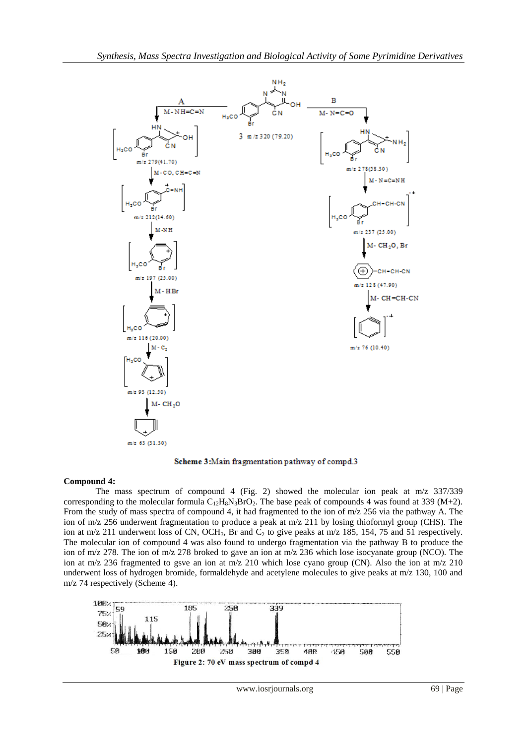**Scheme 3:**Main fragmentation pathway of compd.3

**Compound 4:**

The mass spectrum of compound 4 (Fig. 2) showed the molecular ion peak at m/z 337/339 corresponding to the molecular formula $C_{12}H_8N_3BrO_2$. The base peak of compounds 4 was found at 339 (M+2). From the study of mass spectra of compound 4, it had fragmented to the ion of m/z 256 via the pathway A. The ion of m/z 256 underwent fragmentation to produce a peak at m/z 211 by losing thioformyl group (CHS). The ion at m/z 211 underwent loss of CN, $OCH_3$, Br and $C_2$ to give peaks at m/z 185, 154, 75 and 51 respectively. The molecular ion of compound 4 was also found to undergo fragmentation via the pathway B to produce the ion of m/z 278. The ion of m/z 278 broked to gave an ion at m/z 236 which lose isocyanate group (NCO). The ion at m/z 236 fragmented to gsve an ion at m/z 210 which lose cyano group (CN). Also the ion at m/z 210 underwent loss of hydrogen bromide, formaldehyde and acetylene molecules to give peaks at m/z 130, 100 and m/z 74 respectively (Scheme 4).

**Figure 2: 70 eV mass spectrum of compd 4**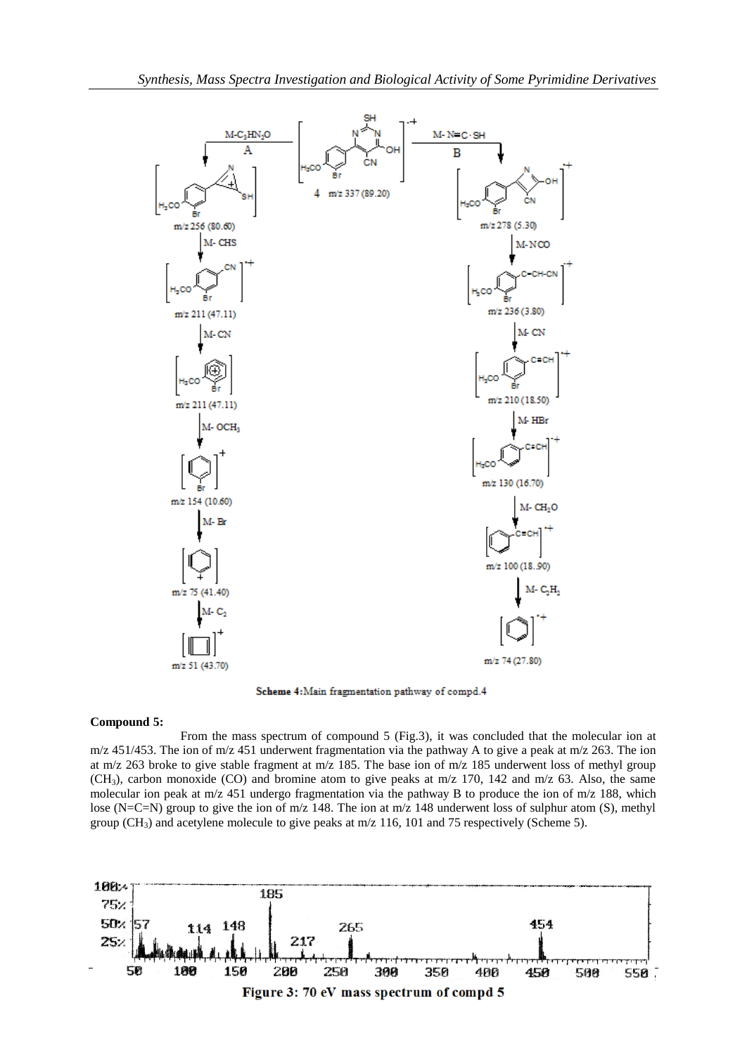Scheme 4: Main fragmentation pathway of compd.4

**Compound 5:**

From the mass spectrum of compound 5 (Fig.3), it was concluded that the molecular ion at m/z 451/453. The ion of m/z 451 underwent fragmentation via the pathway A to give a peak at m/z 263. The ion at m/z 263 broke to give stable fragment at m/z 185. The base ion of m/z 185 underwent loss of methyl group ($CH_3$), carbon monoxide (CO) and bromine atom to give peaks at m/z 170, 142 and m/z 63. Also, the same molecular ion peak at m/z 451 undergo fragmentation via the pathway B to produce the ion of m/z 188, which lose (N=C=N) group to give the ion of m/z 148. The ion at m/z 148 underwent loss of sulphur atom (S), methyl group ($CH_3$) and acetylene molecule to give peaks at m/z 116, 101 and 75 respectively (Scheme 5).

**Figure 3: 70 eV mass spectrum of compd 5**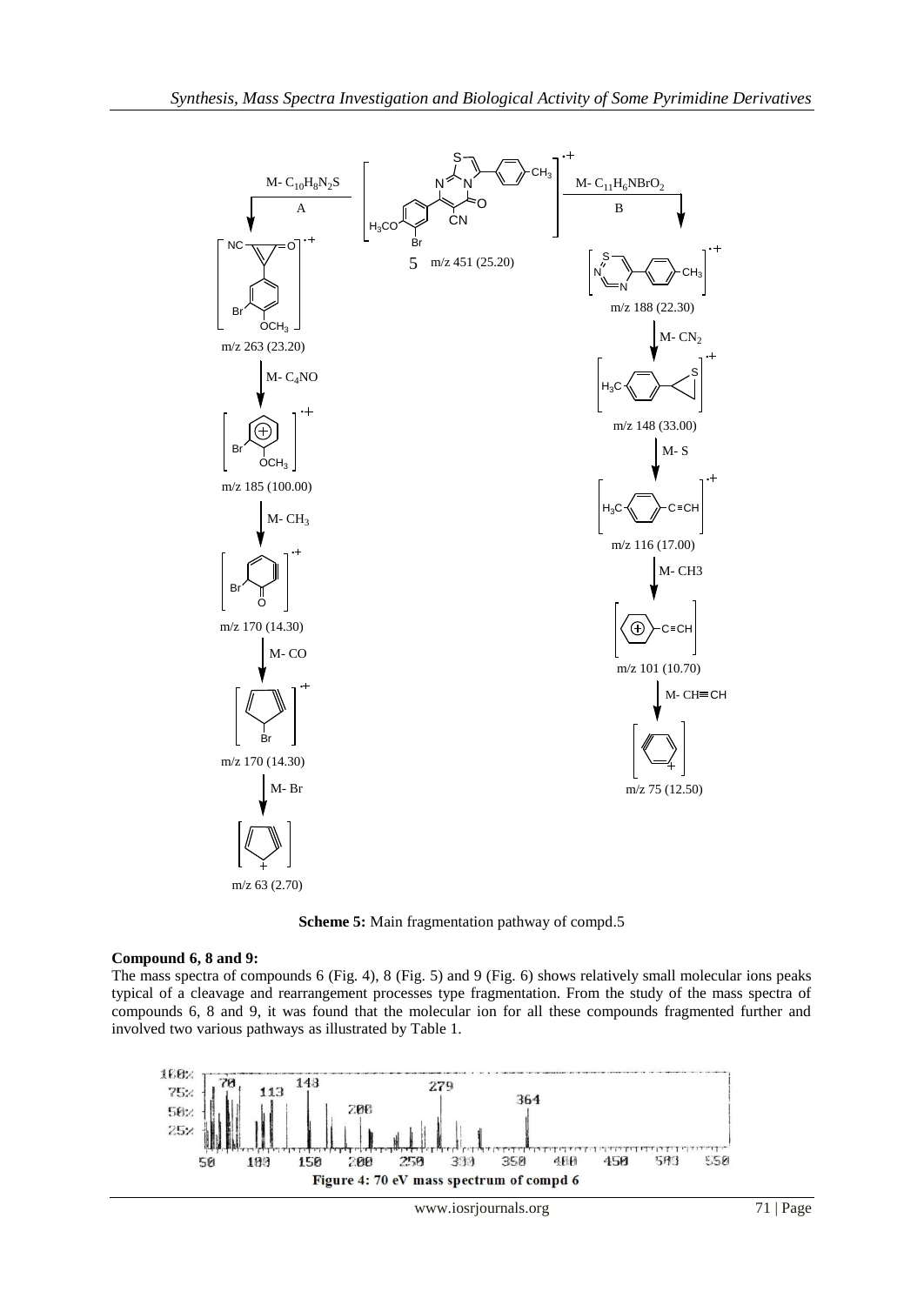**Scheme 5:** Main fragmentation pathway of compd.5

**Compound 6, 8 and 9:**

The mass spectra of compounds 6 (Fig. 4), 8 (Fig. 5) and 9 (Fig. 6) shows relatively small molecular ions peaks typical of a cleavage and rearrangement processes type fragmentation. From the study of the mass spectra of compounds 6, 8 and 9, it was found that the molecular ion for all these compounds fragmented further and involved two various pathways as illustrated by Table 1.

**Figure 4:** 70 eV mass spectrum of compd 6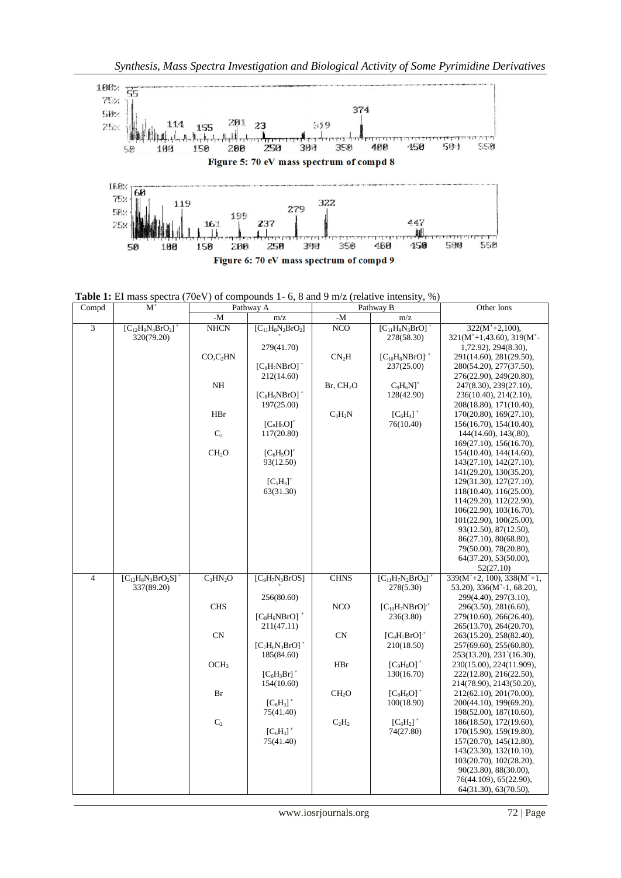Figure 5: 70 eV mass spectrum of compd 8

Figure 6: 70 eV mass spectrum of compd 9

**Table 1:** EI mass spectra (70eV) of compounds 1- 6, 8 and 9 m/z (relative intensity, %)

| Compd | $M^+$ | Pathway A | | Pathway B | | Other Ions |
|---|---|---|---|---|---|---|
| | | -M | m/z | -M | m/z | |
| 3 | $[C_{12}H_9N_4BrO_2]^+$ 320(79.20) | NHCN | $[C_{11}H_8N_2BrO_2]^+$ 279(41.70) | NCO | $[C_{11}H_9N_3BrO]^+$ 278(58.30) | 322($M^+$+2,100), 321($M^+$+1,43.60), 319($M^+$-1,72.92), 294(8.30), 291(14.60), 281(29.50), 280(54.20), 277(37.50), 276(22.90), 249(20.80), 247(8.30), 239(27.10), 236(10.40), 214(2.10), 208(18.80), 171(10.40), 170(20.80), 169(27.10), 156(16.70), 154(10.40), 144(14.60), 143(.80), 169(27.10), 156(16.70), 154(10.40), 144(14.60), 143(27.10), 142(27.10), 141(29.20), 130(35.20), 129(31.30), 127(27.10), 118(10.40), 116(25.00), 114(29.20), 112(22.90), 106(22.90), 103(16.70), 101(22.90), 100(25.00), 93(12.50), 87(12.50), 86(27.10), 80(68.80), 79(50.00), 78(20.80), 64(37.20), 53(50.00), 52(27.10) |
| | | CO,$C_2$HN | $[C_8H_7NBrO]^+$ 212(14.60) | $CN_2$H | $[C_{10}H_8NBrO]^{.+}$ 237(25.00) | |
| | | NH | $[C_8H_6NBrO]^+$ 197(25.00) | Br, $CH_2O$ | $[C_9H_6N]^+$ 128(42.90) | |
| | | HBr | $[C_8H_5O]^+$ 117(20.80) | $C_3H_2N$ | $[C_6H_4]^{.+}$ 76(10.40) | |
| | | $C_2$ | $[C_6H_5O]^+$ 93(12.50) | | | |
| | | $CH_2O$ | $[C_5H_3]^+$ 63(31.30) | | | |
| 4 | $[C_{12}H_8N_3BrO_2S]^+$ 337(89.20) | $C_3HN_2O$ | $[C_9H_7N_3BrOS]^+$ 256(80.60) | CHNS | $[C_{11}H_7N_2BrO_2]^{.+}$ 278(5.30) | 339($M^+$+2, 100), 338($M^+$+1, 53.20), 336($M^+$-1, 68.20), 299(4.40), 297(3.10), 296(3.50), 281(6.60), 279(10.60), 266(26.40), 265(13.70), 264(20.70), 263(15.20), 258(82.40), 257(69.60), 255(60.80), 253(13.20), 231`(16.30), 230(15.00), 224(11.909), 222(12.80), 216(22.50), 214(78.90), 2143(50.20), 212(62.10), 201(70.00), 200(44.10), 199(69.20), 198(52.00), 187(10.60), 186(18.50), 172(19.60), 170(15.90), 159(19.80), 157(20.70), 145(12.80), 143(23.30), 132(10.10), 103(20.70), 102(28.20), 90(23.80), 88(30.00), 76(44.109), 65(22.90), 64(31.30), 63(70.50), |
| | | CHS | $[C_8H_6NBrO]^{.+}$ 211(47.11) | NCO | $[C_{10}H_7NBrO]^{.+}$ 236(3.80) | |
| | | CN | $[C_7H_6N_3BrO]^+$ 185(84.60) | CN | $[C_9H_7BrO]^{.+}$ 210(18.50) | |
| | | $OCH_3$ | $[C_6H_3Br]^+$ 154(10.60) | HBr | $[C_9H_6O]^{.+}$ 130(16.70) | |
| | | Br | $[C_6H_3]^+$ 75(41.40) | $CH_2O$ | $[C_8H_4O]^{.+}$ 100(18.90) | |
| | | $C_2$ | $[C_6H_3]^+$ 75(41.40) | $C_2H_2$ | $[C_6H_2]^{.+}$ 74(27.80) | |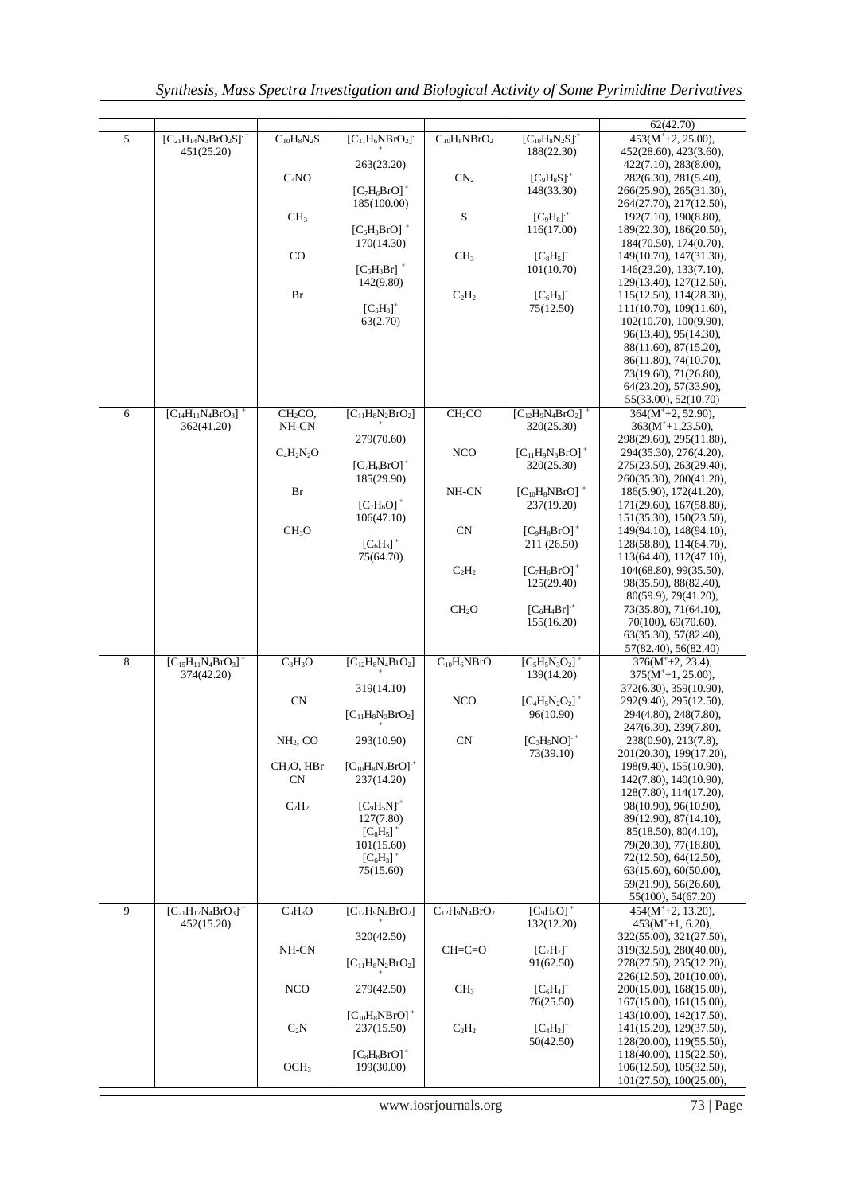| | | | | | | 62(42.70) |
|---|---|---|---|---|---|---|
| 5 | $[C_{21}H_{14}N_3BrO_2S]^{\cdot+}$ 451(25.20) | $C_{10}H_8N_2S$<br><br>$C_4NO$<br><br>$CH_3$<br><br>CO<br><br>Br | $[C_{11}H_6NBrO_2]^{\cdot+}$ 263(23.20)<br><br>$[C_7H_6BrO]^+$ 185(100.00)<br><br>$[C_6H_3BrO]^{\cdot+}$ 170(14.30)<br><br>$[C_5H_3Br]^{\cdot+}$ 142(9.80)<br><br>$[C_5H_3]^+$ 63(2.70) | $C_{10}H_8NBrO_2$<br><br>$CN_2$<br><br>S<br><br>$CH_3$<br><br>$C_2H_2$ | $[C_{10}H_8N_2S]^{\cdot+}$ 188(22.30)<br><br>$[C_9H_8S]^{\cdot+}$ 148(33.30)<br><br>$[C_9H_8]^{\cdot+}$ 116(17.00)<br><br>$[C_8H_5]^+$ 101(10.70)<br><br>$[C_6H_3]^+$ 75(12.50) | 453($M^+$+2, 25.00), 452(28.60), 423(3.60), 422(7.10), 283(8.00), 282(6.30), 281(5.40), 266(25.90), 265(31.30), 264(27.70), 217(12.50), 192(7.10), 190(8.80), 189(22.30), 186(20.50), 184(70.50), 174(0.70), 149(10.70), 147(31.30), 146(23.20), 133(7.10), 129(13.40), 127(12.50), 115(12.50), 114(28.30), 111(10.70), 109(11.60), 102(10.70), 100(9.90), 96(13.40), 95(14.30), 88(11.60), 87(15.20), 86(11.80), 74(10.70), 73(19.60), 71(26.80), 64(23.20), 57(33.90), 55(33.00), 52(10.70) |
| 6 | $[C_{14}H_{11}N_4BrO_3]^{\cdot+}$ 362(41.20) | $CH_2CO$, NH-CN<br><br>$C_4H_2N_2O$<br><br>Br<br><br>$CH_3O$ | $[C_{11}H_8N_2BrO_2]^+$ 279(70.60)<br><br>$[C_7H_6BrO]^+$ 185(29.90)<br><br>$[C_7H_6O]^+$ 106(47.10)<br><br>$[C_6H_3]^+$ 75(64.70) | $CH_2CO$<br><br>NCO<br><br>NH-CN<br><br>CN<br><br>$C_2H_2$<br><br>$CH_2O$ | $[C_{12}H_9N_4BrO_2]^{\cdot+}$ 320(25.30)<br><br>$[C_{11}H_9N_3BrO]^+$ 320(25.30)<br><br>$[C_{10}H_8NBrO]^{\cdot+}$ 237(19.20)<br><br>$[C_9H_8BrO]^+$ 211 (26.50)<br><br>$[C_7H_6BrO]^+$ 125(29.40)<br><br>$[C_6H_4Br]^{\cdot+}$ 155(16.20) | 364($M^+$+2, 52.90), 363($M^+$+1,23.50), 298(29.60), 295(11.80), 294(35.30), 276(4.20), 275(23.50), 263(29.40), 260(35.30), 200(41.20), 186(5.90), 172(41.20), 171(29.60), 167(58.80), 151(35.30), 150(23.50), 149(94.10), 148(94.10), 128(58.80), 114(64.70), 113(64.40), 112(47.10), 104(68.80), 99(35.50), 98(35.50), 88(82.40), 80(59.9), 79(41.20), 73(35.80), 71(64.10), 70(100), 69(70.60), 63(35.30), 57(82.40), 57(82.40), 56(82.40) |
| 8 | $[C_{15}H_{11}N_4BrO_3]^+$ 374(42.20) | $C_3H_3O$<br><br>CN<br><br>$NH_2$, CO<br><br>$CH_2O$, HBr CN<br><br>$C_2H_2$ | $[C_{12}H_8N_4BrO_2]^+$ 319(14.10)<br><br>$[C_{11}H_8N_3BrO_2]^+$ 293(10.90)<br><br>$[C_{10}H_8N_2BrO]^{\cdot+}$ 237(14.20)<br><br>$[C_9H_5N]^{\cdot+}$ 127(7.80)<br>$[C_8H_5]^+$ 101(15.60)<br>$[C_6H_3]^+$ 75(15.60) | $C_{10}H_6NBrO$<br><br>NCO<br><br>CN | $[C_5H_5N_3O_2]^{\cdot+}$ 139(14.20)<br><br>$[C_4H_2N_2O_2]^+$ 96(10.90)<br><br>$[C_3H_5NO]^{\cdot+}$ 73(39.10) | 376($M^+$+2, 23.4), 375($M^+$+1, 25.00), 372(6.30), 359(10.90), 292(9.40), 295(12.50), 294(4.80), 248(7.80), 247(6.30), 239(7.80), 238(0.90), 213(7.8), 201(20.30), 199(17.20), 198(9.40), 155(10.90), 142(7.80), 140(10.90), 128(7.80), 114(17.20), 98(10.90), 96(10.90), 89(12.90), 87(14.10), 85(18.50), 80(4.10), 79(20.30), 77(18.80), 72(12.50), 64(12.50), 63(15.60), 60(50.00), 59(21.90), 56(26.60), 55(100), 54(67.20) |
| 9 | $[C_{21}H_{17}N_4BrO_3]^{\cdot+}$ 452(15.20) | $C_9H_8O$<br><br>NH-CN<br><br>NCO<br><br>$C_2N$<br><br>$OCH_3$ | $[C_{12}H_9N_4BrO_2]^+$ 320(42.50)<br><br>$[C_{11}H_8N_2BrO_2]^+$ 279(42.50)<br><br>$[C_{10}H_8NBrO]^+$ 237(15.50)<br><br>$[C_8H_8BrO]^+$ 199(30.00) | $C_{12}H_9N_4BrO_2$<br><br>CH=C=O<br><br>$CH_3$<br><br>$C_2H_2$ | $[C_9H_8O]^+$ 132(12.20)<br><br>$[C_7H_7]^+$ 91(62.50)<br><br>$[C_6H_4]^+$ 76(25.50)<br><br>$[C_4H_2]^+$ 50(42.50) | 454($M^+$+2, 13.20), 453($M^+$+1, 6.20), 322(55.00), 321(27.50), 319(32.50), 280(40.00), 278(27.50), 235(12.20), 226(12.50), 201(10.00), 200(15.00), 168(15.00), 167(15.00), 161(15.00), 143(10.00), 142(17.50), 141(15.20), 129(37.50), 128(20.00), 119(55.50), 118(40.00), 115(22.50), 106(12.50), 105(32.50), 101(27.50), 100(25.00), |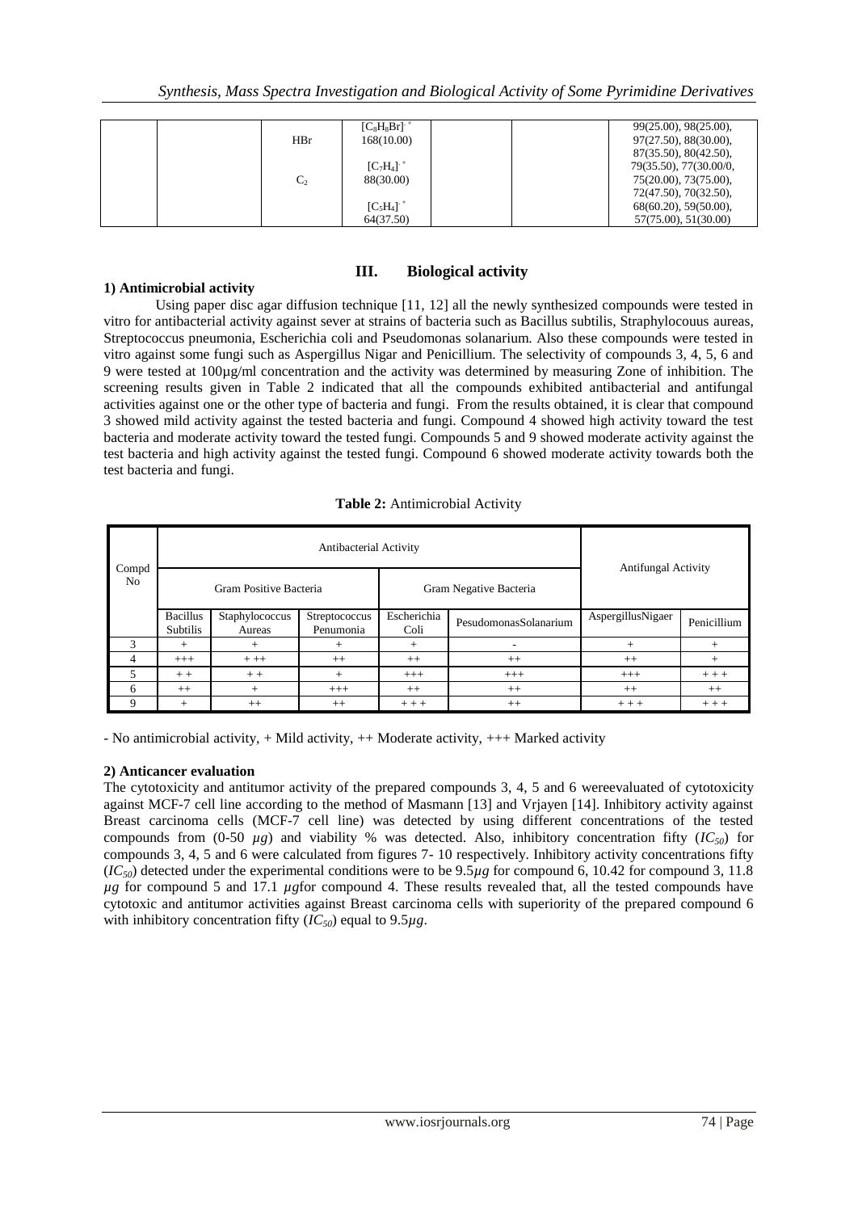| | | | $[C_8H_8Br]^{\cdot +}$ | | | 99(25.00), 98(25.00), |
|---|---|---|---|---|---|---|
| | | HBr | 168(10.00) | | | 97(27.50), 88(30.00), |
| | | | | | | 87(35.50), 80(42.50), |
| | | | $[C_7H_4]^{\cdot +}$ | | | 79(35.50), 77(30.00/0, |
| | | $C_2$ | 88(30.00) | | | 75(20.00), 73(75.00), |
| | | | | | | 72(47.50), 70(32.50), |
| | | | $[C_5H_4]^{\cdot +}$ | | | 68(60.20), 59(50.00), |
| | | | 64(37.50) | | | 57(75.00), 51(30.00) |

## III. Biological activity

### 1) Antimicrobial activity

Using paper disc agar diffusion technique [11, 12] all the newly synthesized compounds were tested in vitro for antibacterial activity against sever at strains of bacteria such as Bacillus subtilis, Straphylocouus aureas, Streptococcus pneumonia, Escherichia coli and Pseudomonas solanarium. Also these compounds were tested in vitro against some fungi such as Aspergillus Nigar and Penicillium. The selectivity of compounds 3, 4, 5, 6 and 9 were tested at 100µg/ml concentration and the activity was determined by measuring Zone of inhibition. The screening results given in Table 2 indicated that all the compounds exhibited antibacterial and antifungal activities against one or the other type of bacteria and fungi. From the results obtained, it is clear that compound 3 showed mild activity against the tested bacteria and fungi. Compound 4 showed high activity toward the test bacteria and moderate activity toward the tested fungi. Compounds 5 and 9 showed moderate activity against the test bacteria and high activity against the tested fungi. Compound 6 showed moderate activity towards both the test bacteria and fungi.

**Table 2:** Antimicrobial Activity

| Compd No | Antibacterial Activity | | | | | Antifungal Activity | |
|---|---|---|---|---|---|---|---|
| | Gram Positive Bacteria | | | Gram Negative Bacteria | | | |
| | Bacillus Subtilis | Staphylococcus Aureas | Streptococcus Penumonia | Escherichia Coli | PesudomonasSolanarium | AspergillusNigaer | Penicillium |
| 3 | + | + | + | + | - | + | + |
| 4 | +++ | + ++ | ++ | ++ | ++ | ++ | + |
| 5 | + + | + + | + | +++ | +++ | +++ | + + + |
| 6 | ++ | + | +++ | ++ | ++ | ++ | ++ |
| 9 | + | ++ | ++ | + + + | ++ | + + + | + + + |

- No antimicrobial activity, + Mild activity, ++ Moderate activity, +++ Marked activity

### 2) Anticancer evaluation

The cytotoxicity and antitumor activity of the prepared compounds 3, 4, 5 and 6 wereevaluated of cytotoxicity against MCF-7 cell line according to the method of Masmann [13] and Vrjayen [14]. Inhibitory activity against Breast carcinoma cells (MCF-7 cell line) was detected by using different concentrations of the tested compounds from (0-50 *µg*) and viability % was detected. Also, inhibitory concentration fifty ($IC_{50}$) for compounds 3, 4, 5 and 6 were calculated from figures 7- 10 respectively. Inhibitory activity concentrations fifty ($IC_{50}$) detected under the experimental conditions were to be 9.5*µg* for compound 6, 10.42 for compound 3, 11.8 *µg* for compound 5 and 17.1 *µg*for compound 4. These results revealed that, all the tested compounds have cytotoxic and antitumor activities against Breast carcinoma cells with superiority of the prepared compound 6 with inhibitory concentration fifty ($IC_{50}$) equal to 9.5*µg*.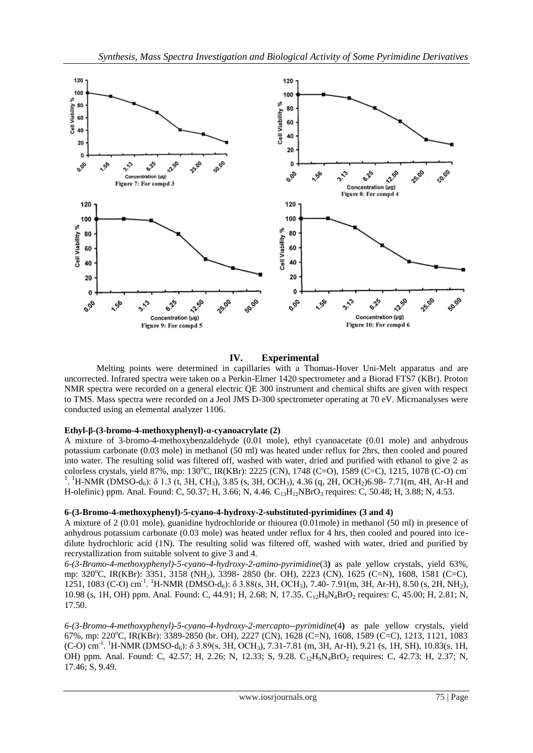Figure 7: For compd 3

Figure 8: For compd 4

Figure 9: For compd 5

Figure 10: For compd 6

## IV. Experimental

Melting points were determined in capillaries with a Thomas-Hover Uni-Melt apparatus and are uncorrected. Infrared spectra were taken on a Perkin-Elmer 1420 spectrometer and a Biorad FTS7 (KBr). Proton NMR spectra were recorded on a general electric QE 300 instrument and chemical shifts are given with respect to TMS. Mass spectra were recorded on a Jeol JMS D-300 spectrometer operating at 70 eV. Microanalyses were conducted using an elemental analyzer 1106.

### Ethyl-β-(3-bromo-4-methoxyphenyl)-α-cyanoacrylate (2)

A mixture of 3-bromo-4-methoxybenzaldehyde (0.01 mole), ethyl cyanoacetate (0.01 mole) and anhydrous potassium carbonate (0.03 mole) in methanol (50 ml) was heated under reflux for 2hrs, then cooled and poured into water. The resulting solid was filtered off, washed with water, dried and purified with ethanol to give 2 as colorless crystals, yield 87%, mp: 130°C, IR(KBr): 2225 (CN), 1748 (C=O), 1589 (C=C), 1215, 1078 (C-O) $cm^{-1}$. $^1$H-NMR (DMSO-$d_6$): δ 1.3 (t, 3H, $CH_3$), 3.85 (s, 3H, $OCH_3$), 4.36 (q, 2H, $OCH_2$)6.98- 7.71(m, 4H, Ar-H and H-olefinic) ppm. Anal. Found: C, 50.37; H, 3.66; N, 4.46. $C_{13}H_{12}NBrO_3$ requires: C, 50.48; H, 3.88; N, 4.53.

### 6-(3-Bromo-4-methoxyphenyl)-5-cyano-4-hydroxy-2-substituted-pyrimidines (3 and 4)

A mixture of 2 (0.01 mole), guanidine hydrochloride or thiourea (0.01mole) in methanol (50 ml) in presence of anhydrous potassium carbonate (0.03 mole) was heated under reflux for 4 hrs, then cooled and poured into ice-dilute hydrochloric acid (1N). The resulting solid was filtered off, washed with water, dried and purified by recrystallization from suitable solvent to give 3 and 4.

*6-(3-Bromo-4-methoxyphenyl)-5-cyano-4-hydroxy-2-amino-pyrimidine*(3**)** as pale yellow crystals, yield 63%, mp: 320°C, IR(KBr): 3351, 3158 ($NH_2$), 3398- 2850 (br. OH), 2223 (CN), 1625 (C=N), 1608, 1581 (C=C), 1251, 1083 (C-O) $cm^{-1}$. $^1$H-NMR (DMSO-$d_6$): δ 3.88(s, 3H, $OCH_3$), 7.40- 7.91(m, 3H, Ar-H), 8.50 (s, 2H, $NH_2$), 10.98 (s, 1H, OH) ppm. Anal. Found: C, 44.91; H, 2.68; N, 17.35. $C_{12}H_9N_4BrO_2$ requires: C, 45.00; H, 2.81; N, 17.50.

*6-(3-Bromo-4-methoxyphenyl)-5-cyano-4-hydroxy-2-mercapto--pyrimidine*(4**)** as pale yellow crystals, yield 67%, mp: 220°C, IR(KBr): 3389-2850 (br. OH), 2227 (CN), 1628 (C=N), 1608, 1589 (C=C), 1213, 1121, 1083 (C-O) $cm^{-1}$. $^1$H-NMR (DMSO-$d_6$): δ 3.89(s, 3H, $OCH_3$), 7.31-7.81 (m, 3H, Ar-H), 9.21 (s, 1H, SH), 10.83(s, 1H, OH) ppm. Anal. Found: C, 42.57; H, 2.26; N, 12.33; S, 9.28. $C_{12}H_9N_4BrO_2$ requires: C, 42.73; H, 2.37; N, 17.46; S, 9.49.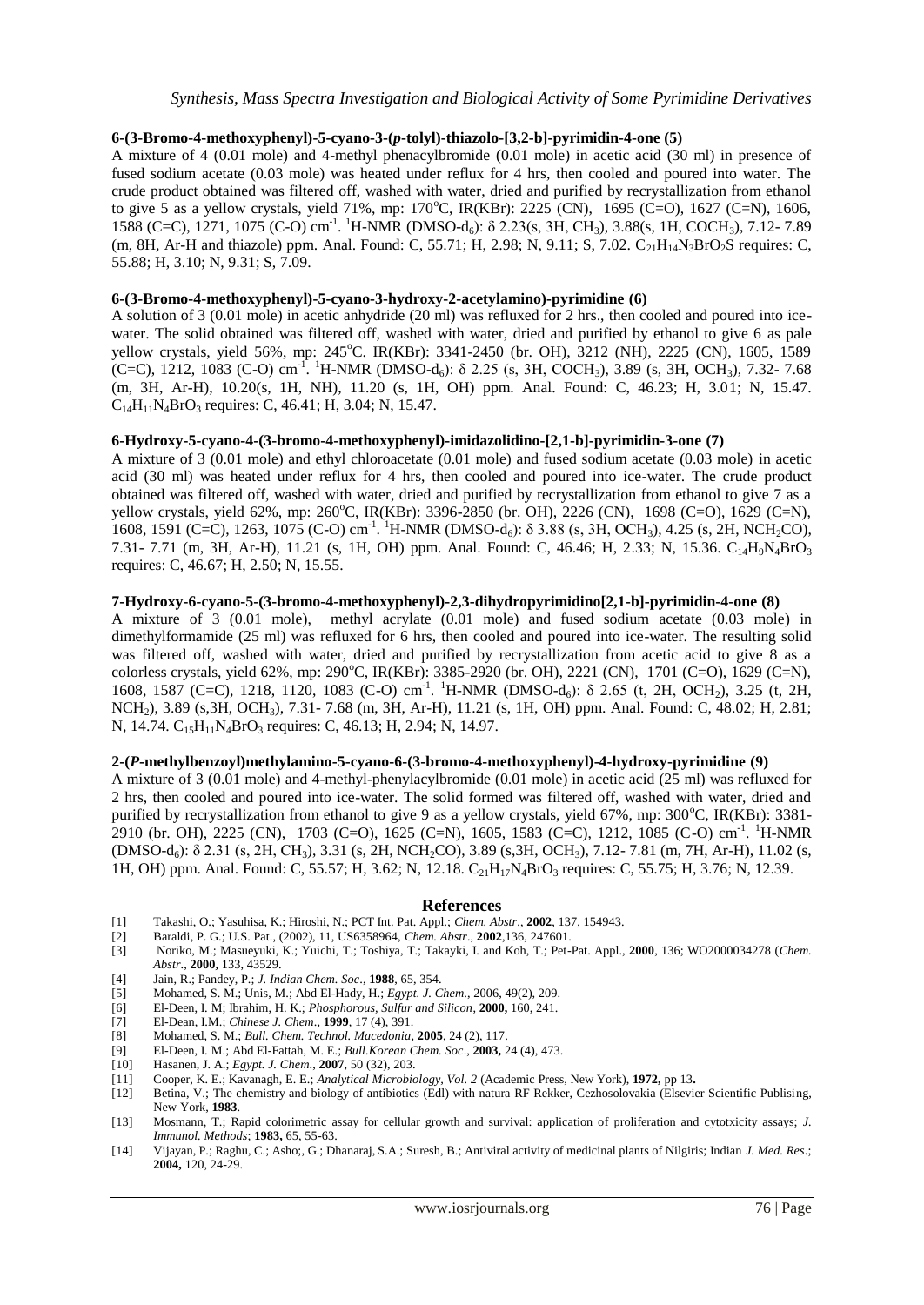### 6-(3-Bromo-4-methoxyphenyl)-5-cyano-3-(*p*-tolyl)-thiazolo-[3,2-b]-pyrimidin-4-one (5)

A mixture of 4 (0.01 mole) and 4-methyl phenacylbromide (0.01 mole) in acetic acid (30 ml) in presence of fused sodium acetate (0.03 mole) was heated under reflux for 4 hrs, then cooled and poured into water. The crude product obtained was filtered off, washed with water, dried and purified by recrystallization from ethanol to give 5 as a yellow crystals, yield 71%, mp: 170°C, IR(KBr): 2225 (CN), 1695 (C=O), 1627 (C=N), 1606, 1588 (C=C), 1271, 1075 (C-O) $cm^{-1}$. $^{1}H$-NMR (DMSO-$d_6$): δ 2.23(s, 3H, $CH_3$), 3.88(s, 1H, $COCH_3$), 7.12- 7.89 (m, 8H, Ar-H and thiazole) ppm. Anal. Found: C, 55.71; H, 2.98; N, 9.11; S, 7.02. $C_{21}H_{14}N_3BrO_2S$ requires: C, 55.88; H, 3.10; N, 9.31; S, 7.09.

### 6-(3-Bromo-4-methoxyphenyl)-5-cyano-3-hydroxy-2-acetylamino)-pyrimidine (6)

A solution of 3 (0.01 mole) in acetic anhydride (20 ml) was refluxed for 2 hrs., then cooled and poured into ice-water. The solid obtained was filtered off, washed with water, dried and purified by ethanol to give 6 as pale yellow crystals, yield 56%, mp: 245°C. IR(KBr): 3341-2450 (br. OH), 3212 (NH), 2225 (CN), 1605, 1589 (C=C), 1212, 1083 (C-O) $cm^{-1}$. $^{1}H$-NMR (DMSO-$d_6$): δ 2.25 (s, 3H, $COCH_3$), 3.89 (s, 3H, $OCH_3$), 7.32- 7.68 (m, 3H, Ar-H), 10.20(s, 1H, NH), 11.20 (s, 1H, OH) ppm. Anal. Found: C, 46.23; H, 3.01; N, 15.47. $C_{14}H_{11}N_4BrO_3$ requires: C, 46.41; H, 3.04; N, 15.47.

### 6-Hydroxy-5-cyano-4-(3-bromo-4-methoxyphenyl)-imidazolidino-[2,1-b]-pyrimidin-3-one (7)

A mixture of 3 (0.01 mole) and ethyl chloroacetate (0.01 mole) and fused sodium acetate (0.03 mole) in acetic acid (30 ml) was heated under reflux for 4 hrs, then cooled and poured into ice-water. The crude product obtained was filtered off, washed with water, dried and purified by recrystallization from ethanol to give 7 as a yellow crystals, yield 62%, mp: 260°C, IR(KBr): 3396-2850 (br. OH), 2226 (CN), 1698 (C=O), 1629 (C=N), 1608, 1591 (C=C), 1263, 1075 (C-O) $cm^{-1}$. $^{1}H$-NMR (DMSO-$d_6$): δ 3.88 (s, 3H, $OCH_3$), 4.25 (s, 2H, $NCH_2CO$), 7.31- 7.71 (m, 3H, Ar-H), 11.21 (s, 1H, OH) ppm. Anal. Found: C, 46.46; H, 2.33; N, 15.36. $C_{14}H_9N_4BrO_3$ requires: C, 46.67; H, 2.50; N, 15.55.

### 7-Hydroxy-6-cyano-5-(3-bromo-4-methoxyphenyl)-2,3-dihydropyrimidino[2,1-b]-pyrimidin-4-one (8)

A mixture of 3 (0.01 mole), methyl acrylate (0.01 mole) and fused sodium acetate (0.03 mole) in dimethylformamide (25 ml) was refluxed for 6 hrs, then cooled and poured into ice-water. The resulting solid was filtered off, washed with water, dried and purified by recrystallization from acetic acid to give 8 as a colorless crystals, yield 62%, mp: 290°C, IR(KBr): 3385-2920 (br. OH), 2221 (CN), 1701 (C=O), 1629 (C=N), 1608, 1587 (C=C), 1218, 1120, 1083 (C-O) $cm^{-1}$. $^{1}H$-NMR (DMSO-$d_6$): δ 2.65 (t, 2H, $OCH_2$), 3.25 (t, 2H, $NCH_2$), 3.89 (s,3H, $OCH_3$), 7.31- 7.68 (m, 3H, Ar-H), 11.21 (s, 1H, OH) ppm. Anal. Found: C, 48.02; H, 2.81; N, 14.74. $C_{15}H_{11}N_4BrO_3$ requires: C, 46.13; H, 2.94; N, 14.97.

### 2-(*P*-methylbenzoyl)methylamino-5-cyano-6-(3-bromo-4-methoxyphenyl)-4-hydroxy-pyrimidine (9)

A mixture of 3 (0.01 mole) and 4-methyl-phenylacylbromide (0.01 mole) in acetic acid (25 ml) was refluxed for 2 hrs, then cooled and poured into ice-water. The solid formed was filtered off, washed with water, dried and purified by recrystallization from ethanol to give 9 as a yellow crystals, yield 67%, mp: 300°C, IR(KBr): 3381-2910 (br. OH), 2225 (CN), 1703 (C=O), 1625 (C=N), 1605, 1583 (C=C), 1212, 1085 (C-O) $cm^{-1}$. $^{1}H$-NMR (DMSO-$d_6$): δ 2.31 (s, 2H, $CH_3$), 3.31 (s, 2H, $NCH_2CO$), 3.89 (s,3H, $OCH_3$), 7.12- 7.81 (m, 7H, Ar-H), 11.02 (s, 1H, OH) ppm. Anal. Found: C, 55.57; H, 3.62; N, 12.18. $C_{21}H_{17}N_4BrO_3$ requires: C, 55.75; H, 3.76; N, 12.39.

## References

[1] Takashi, O.; Yasuhisa, K.; Hiroshi, N.; PCT Int. Pat. Appl.; *Chem. Abstr*., **2002**, 137, 154943.

[2] Baraldi, P. G.; U.S. Pat., (2002), 11, US6358964, *Chem. Abstr*., **2002**,136, 247601.

[3] Noriko, M.; Masueyuki, K.; Yuichi, T.; Toshiya, T.; Takayki, I. and Koh, T.; Pet-Pat. Appl., **2000**, 136; WO2000034278 (*Chem. Abstr*., **2000,** 133, 43529.

[4] Jain, R.; Pandey, P.; *J. Indian Chem. Soc*., **1988**, 65, 354.

[5] Mohamed, S. M.; Unis, M.; Abd El-Hady, H.; *Egypt. J. Chem*., 2006, 49(2), 209.

[6] El-Deen, I. M; Ibrahim, H. K.; *Phosphorous, Sulfur and Silicon*, **2000,** 160, 241.

[7] El-Dean, I.M.; *Chinese J. Chem*., **1999**, 17 (4), 391.

[8] Mohamed, S. M.; *Bull. Chem. Technol. Macedonia*, **2005**, 24 (2), 117.

[9] El-Deen, I. M.; Abd El-Fattah, M. E.; *Bull.Korean Chem. Soc*., **2003,** 24 (4), 473.

[10] Hasanen, J. A.; *Egypt. J. Chem*., **2007**, 50 (32), 203.

[11] Cooper, K. E.; Kavanagh, E. E.; *Analytical Microbiology, Vol. 2* (Academic Press, New York), **1972,** pp 13**.**

[12] Betina, V.; The chemistry and biology of antibiotics (Edl) with natura RF Rekker, Cezhosolovakia (Elsevier Scientific Publising, New York, **1983**.

[13] Mosmann, T.; Rapid colorimetric assay for cellular growth and survival: application of proliferation and cytotxicity assays; *J. Immunol. Methods*; **1983,** 65, 55-63.

[14] Vijayan, P.; Raghu, C.; Asho;, G.; Dhanaraj, S.A.; Suresh, B.; Antiviral activity of medicinal plants of Nilgiris; Indian *J. Med. Res*.; **2004,** 120, 24-29.